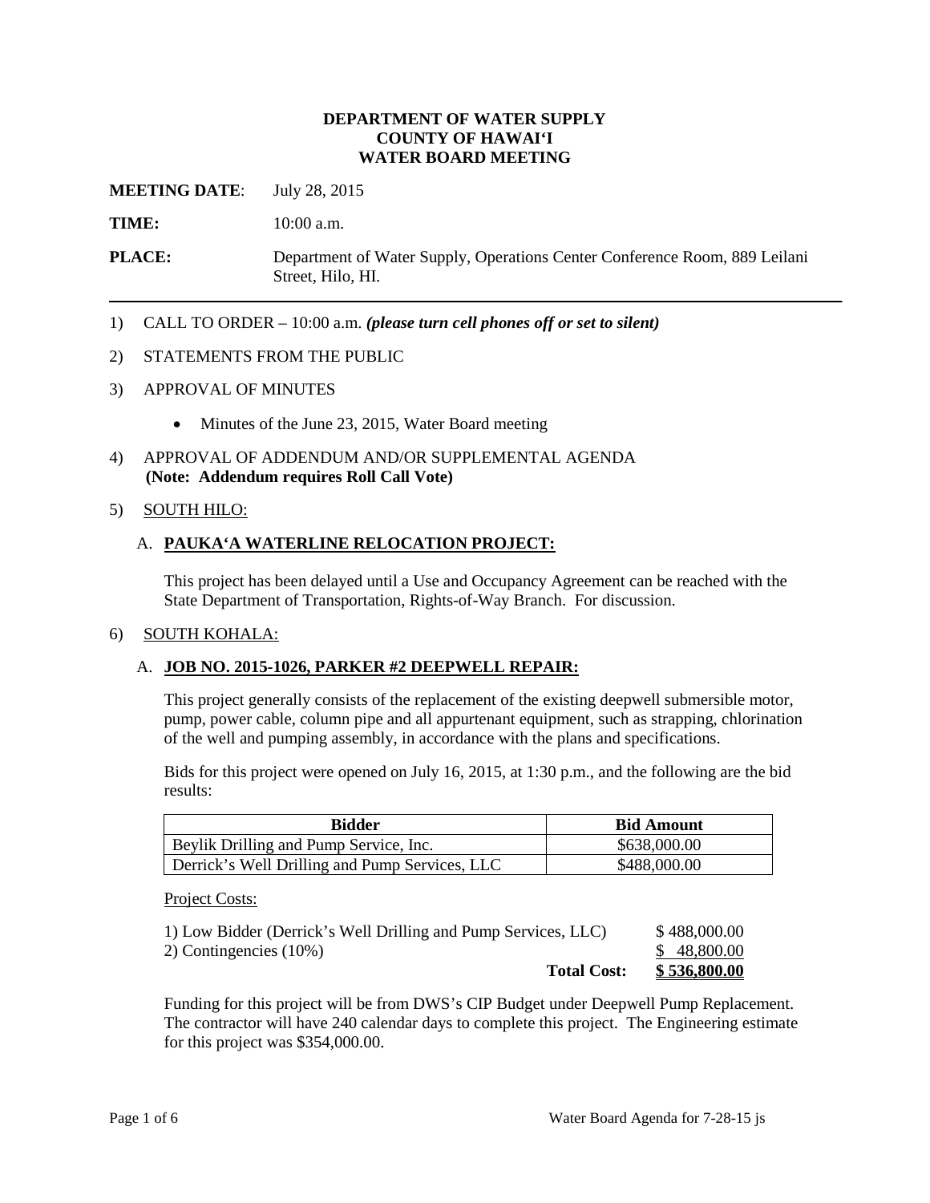**DEPARTMENT OF WATER SUPPLY**
**COUNTY OF HAWAIʻI**
**WATER BOARD MEETING**

**MEETING DATE**: July 28, 2015

**TIME:** 10:00 a.m.

**PLACE:** Department of Water Supply, Operations Center Conference Room, 889 Leilani Street, Hilo, HI.

---

1) CALL TO ORDER – 10:00 a.m. ***(please turn cell phones off or set to silent)***

2) STATEMENTS FROM THE PUBLIC

3) APPROVAL OF MINUTES

   - Minutes of the June 23, 2015, Water Board meeting

4) APPROVAL OF ADDENDUM AND/OR SUPPLEMENTAL AGENDA
   **(Note: Addendum requires Roll Call Vote)**

5) SOUTH HILO:

   A. **PAUKAʻA WATERLINE RELOCATION PROJECT:**

   This project has been delayed until a Use and Occupancy Agreement can be reached with the State Department of Transportation, Rights-of-Way Branch. For discussion.

6) SOUTH KOHALA:

   A. **JOB NO. 2015-1026, PARKER #2 DEEPWELL REPAIR:**

   This project generally consists of the replacement of the existing deepwell submersible motor, pump, power cable, column pipe and all appurtenant equipment, such as strapping, chlorination of the well and pumping assembly, in accordance with the plans and specifications.

   Bids for this project were opened on July 16, 2015, at 1:30 p.m., and the following are the bid results:

| Bidder | Bid Amount |
|---|---|
| Beylik Drilling and Pump Service, Inc. | $638,000.00 |
| Derrick's Well Drilling and Pump Services, LLC | $488,000.00 |

   Project Costs:

| | |
|---|---|
| 1) Low Bidder (Derrick's Well Drilling and Pump Services, LLC) | $ 488,000.00 |
| 2) Contingencies (10%) | $ 48,800.00 |
| **Total Cost:** | **$ 536,800.00** |

   Funding for this project will be from DWS's CIP Budget under Deepwell Pump Replacement. The contractor will have 240 calendar days to complete this project. The Engineering estimate for this project was $354,000.00.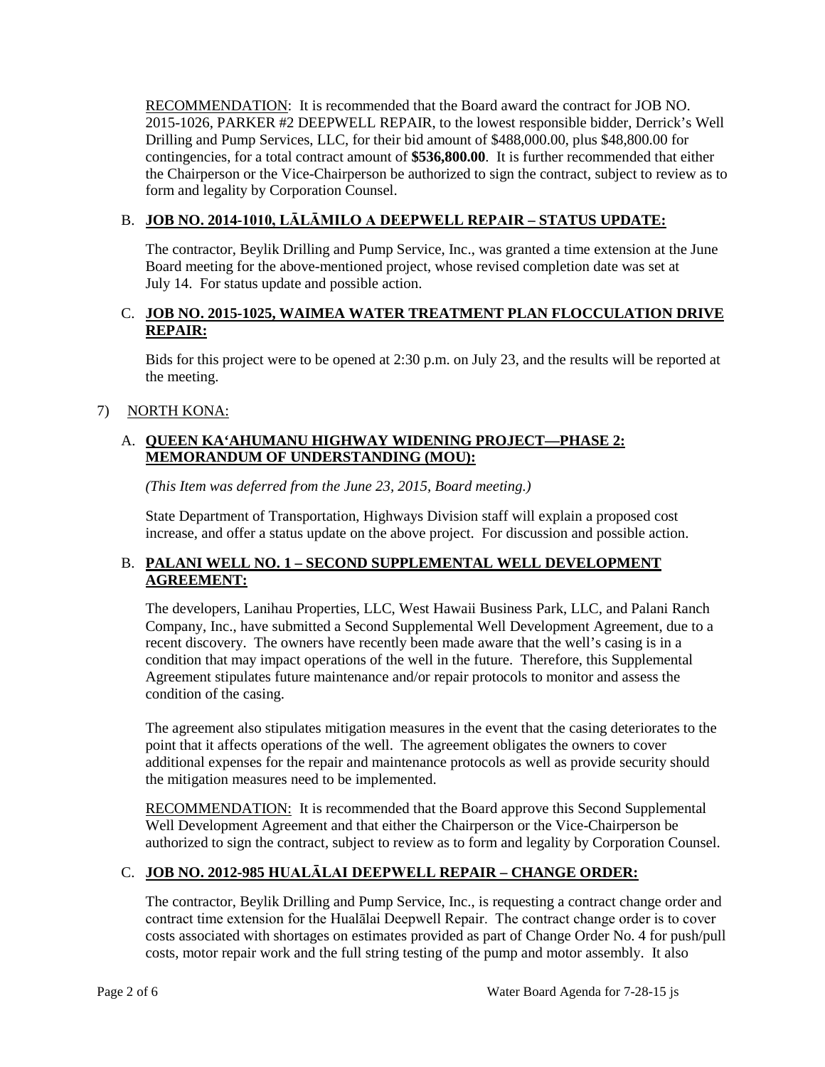RECOMMENDATION: It is recommended that the Board award the contract for JOB NO. 2015-1026, PARKER #2 DEEPWELL REPAIR, to the lowest responsible bidder, Derrick's Well Drilling and Pump Services, LLC, for their bid amount of $488,000.00, plus $48,800.00 for contingencies, for a total contract amount of **$536,800.00**. It is further recommended that either the Chairperson or the Vice-Chairperson be authorized to sign the contract, subject to review as to form and legality by Corporation Counsel.

B. **JOB NO. 2014-1010, LĀLĀMILO A DEEPWELL REPAIR – STATUS UPDATE:**

The contractor, Beylik Drilling and Pump Service, Inc., was granted a time extension at the June Board meeting for the above-mentioned project, whose revised completion date was set at July 14. For status update and possible action.

C. **JOB NO. 2015-1025, WAIMEA WATER TREATMENT PLAN FLOCCULATION DRIVE REPAIR:**

Bids for this project were to be opened at 2:30 p.m. on July 23, and the results will be reported at the meeting.

7) NORTH KONA:

A. **QUEEN KAʻAHUMANU HIGHWAY WIDENING PROJECT—PHASE 2: MEMORANDUM OF UNDERSTANDING (MOU):**

*(This Item was deferred from the June 23, 2015, Board meeting.)*

State Department of Transportation, Highways Division staff will explain a proposed cost increase, and offer a status update on the above project. For discussion and possible action.

B. **PALANI WELL NO. 1 – SECOND SUPPLEMENTAL WELL DEVELOPMENT AGREEMENT:**

The developers, Lanihau Properties, LLC, West Hawaii Business Park, LLC, and Palani Ranch Company, Inc., have submitted a Second Supplemental Well Development Agreement, due to a recent discovery. The owners have recently been made aware that the well's casing is in a condition that may impact operations of the well in the future. Therefore, this Supplemental Agreement stipulates future maintenance and/or repair protocols to monitor and assess the condition of the casing.

The agreement also stipulates mitigation measures in the event that the casing deteriorates to the point that it affects operations of the well. The agreement obligates the owners to cover additional expenses for the repair and maintenance protocols as well as provide security should the mitigation measures need to be implemented.

RECOMMENDATION: It is recommended that the Board approve this Second Supplemental Well Development Agreement and that either the Chairperson or the Vice-Chairperson be authorized to sign the contract, subject to review as to form and legality by Corporation Counsel.

C. **JOB NO. 2012-985 HUALĀLAI DEEPWELL REPAIR – CHANGE ORDER:**

The contractor, Beylik Drilling and Pump Service, Inc., is requesting a contract change order and contract time extension for the Hualālai Deepwell Repair. The contract change order is to cover costs associated with shortages on estimates provided as part of Change Order No. 4 for push/pull costs, motor repair work and the full string testing of the pump and motor assembly. It also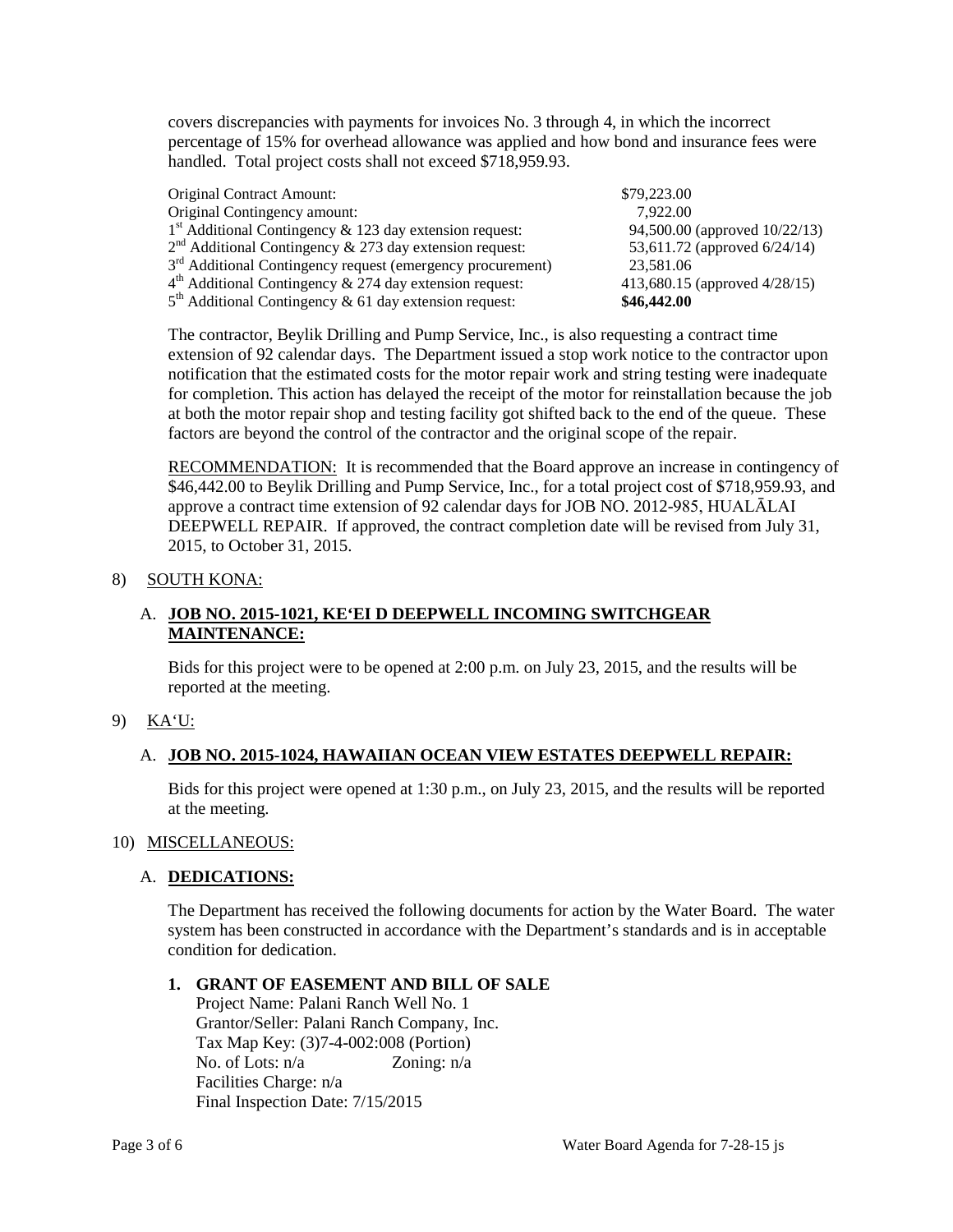covers discrepancies with payments for invoices No. 3 through 4, in which the incorrect percentage of 15% for overhead allowance was applied and how bond and insurance fees were handled. Total project costs shall not exceed $718,959.93.

| | |
|---|---|
| Original Contract Amount: | $79,223.00 |
| Original Contingency amount: | 7,922.00 |
| 1st Additional Contingency & 123 day extension request: | 94,500.00 (approved 10/22/13) |
| 2nd Additional Contingency & 273 day extension request: | 53,611.72 (approved 6/24/14) |
| 3rd Additional Contingency request (emergency procurement) | 23,581.06 |
| 4th Additional Contingency & 274 day extension request: | 413,680.15 (approved 4/28/15) |
| 5th Additional Contingency & 61 day extension request: | **$46,442.00** |

The contractor, Beylik Drilling and Pump Service, Inc., is also requesting a contract time extension of 92 calendar days. The Department issued a stop work notice to the contractor upon notification that the estimated costs for the motor repair work and string testing were inadequate for completion. This action has delayed the receipt of the motor for reinstallation because the job at both the motor repair shop and testing facility got shifted back to the end of the queue. These factors are beyond the control of the contractor and the original scope of the repair.

RECOMMENDATION: It is recommended that the Board approve an increase in contingency of $46,442.00 to Beylik Drilling and Pump Service, Inc., for a total project cost of $718,959.93, and approve a contract time extension of 92 calendar days for JOB NO. 2012-985, HUALĀLAI DEEPWELL REPAIR. If approved, the contract completion date will be revised from July 31, 2015, to October 31, 2015.

8) SOUTH KONA:

A. **JOB NO. 2015-1021, KEʻEI D DEEPWELL INCOMING SWITCHGEAR MAINTENANCE:**

Bids for this project were to be opened at 2:00 p.m. on July 23, 2015, and the results will be reported at the meeting.

9) KAʻU:

A. **JOB NO. 2015-1024, HAWAIIAN OCEAN VIEW ESTATES DEEPWELL REPAIR:**

Bids for this project were opened at 1:30 p.m., on July 23, 2015, and the results will be reported at the meeting.

10) MISCELLANEOUS:

A. **DEDICATIONS:**

The Department has received the following documents for action by the Water Board. The water system has been constructed in accordance with the Department's standards and is in acceptable condition for dedication.

**1. GRANT OF EASEMENT AND BILL OF SALE**

Project Name: Palani Ranch Well No. 1
Grantor/Seller: Palani Ranch Company, Inc.
Tax Map Key: (3)7-4-002:008 (Portion)
No. of Lots: n/a Zoning: n/a
Facilities Charge: n/a
Final Inspection Date: 7/15/2015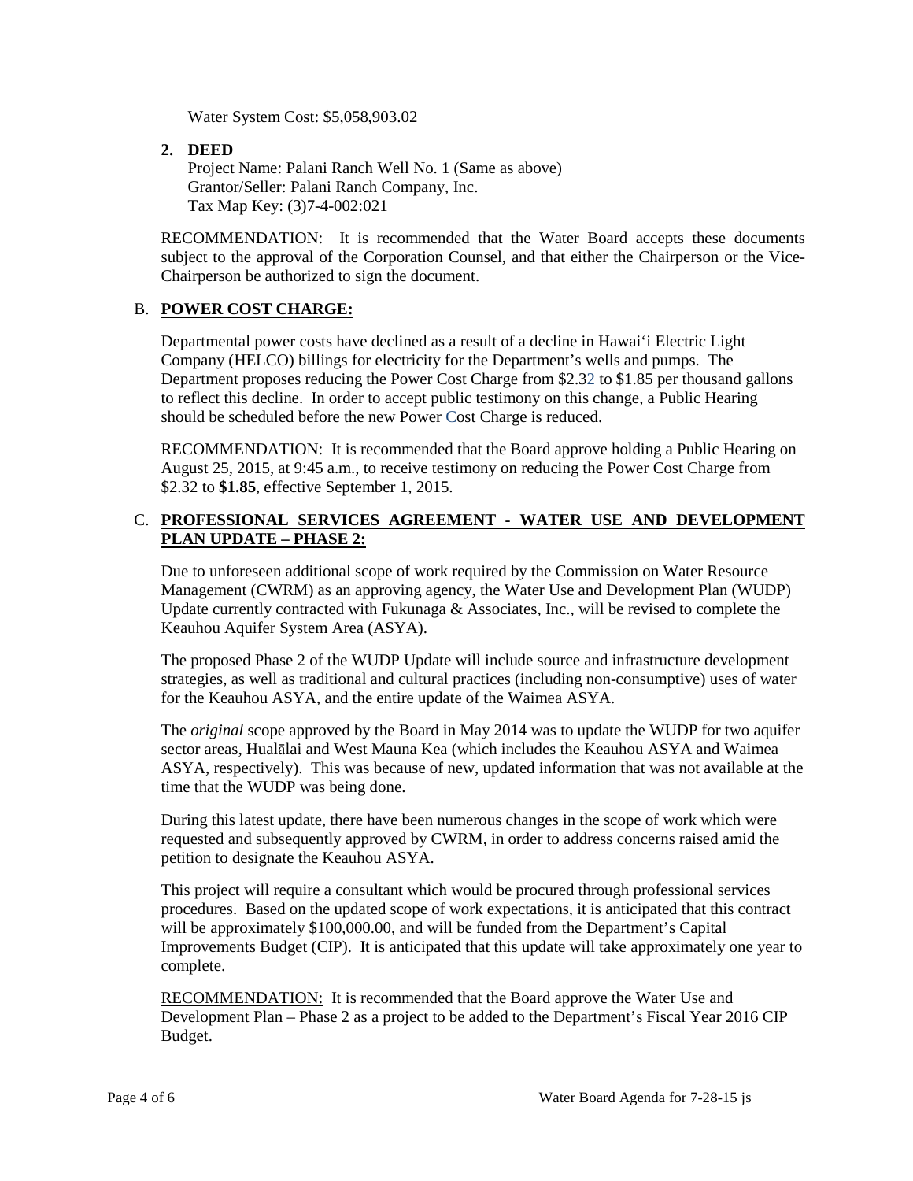Water System Cost: $5,058,903.02

2. **DEED**
   Project Name: Palani Ranch Well No. 1 (Same as above)
   Grantor/Seller: Palani Ranch Company, Inc.
   Tax Map Key: (3)7-4-002:021

RECOMMENDATION: It is recommended that the Water Board accepts these documents subject to the approval of the Corporation Counsel, and that either the Chairperson or the Vice-Chairperson be authorized to sign the document.

B. **POWER COST CHARGE:**

Departmental power costs have declined as a result of a decline in Hawai'i Electric Light Company (HELCO) billings for electricity for the Department's wells and pumps. The Department proposes reducing the Power Cost Charge from $2.32 to $1.85 per thousand gallons to reflect this decline. In order to accept public testimony on this change, a Public Hearing should be scheduled before the new Power Cost Charge is reduced.

RECOMMENDATION: It is recommended that the Board approve holding a Public Hearing on August 25, 2015, at 9:45 a.m., to receive testimony on reducing the Power Cost Charge from $2.32 to **$1.85**, effective September 1, 2015.

C. **PROFESSIONAL SERVICES AGREEMENT - WATER USE AND DEVELOPMENT PLAN UPDATE – PHASE 2:**

Due to unforeseen additional scope of work required by the Commission on Water Resource Management (CWRM) as an approving agency, the Water Use and Development Plan (WUDP) Update currently contracted with Fukunaga & Associates, Inc., will be revised to complete the Keauhou Aquifer System Area (ASYA).

The proposed Phase 2 of the WUDP Update will include source and infrastructure development strategies, as well as traditional and cultural practices (including non-consumptive) uses of water for the Keauhou ASYA, and the entire update of the Waimea ASYA.

The *original* scope approved by the Board in May 2014 was to update the WUDP for two aquifer sector areas, Hualālai and West Mauna Kea (which includes the Keauhou ASYA and Waimea ASYA, respectively). This was because of new, updated information that was not available at the time that the WUDP was being done.

During this latest update, there have been numerous changes in the scope of work which were requested and subsequently approved by CWRM, in order to address concerns raised amid the petition to designate the Keauhou ASYA.

This project will require a consultant which would be procured through professional services procedures. Based on the updated scope of work expectations, it is anticipated that this contract will be approximately $100,000.00, and will be funded from the Department's Capital Improvements Budget (CIP). It is anticipated that this update will take approximately one year to complete.

RECOMMENDATION: It is recommended that the Board approve the Water Use and Development Plan – Phase 2 as a project to be added to the Department's Fiscal Year 2016 CIP Budget.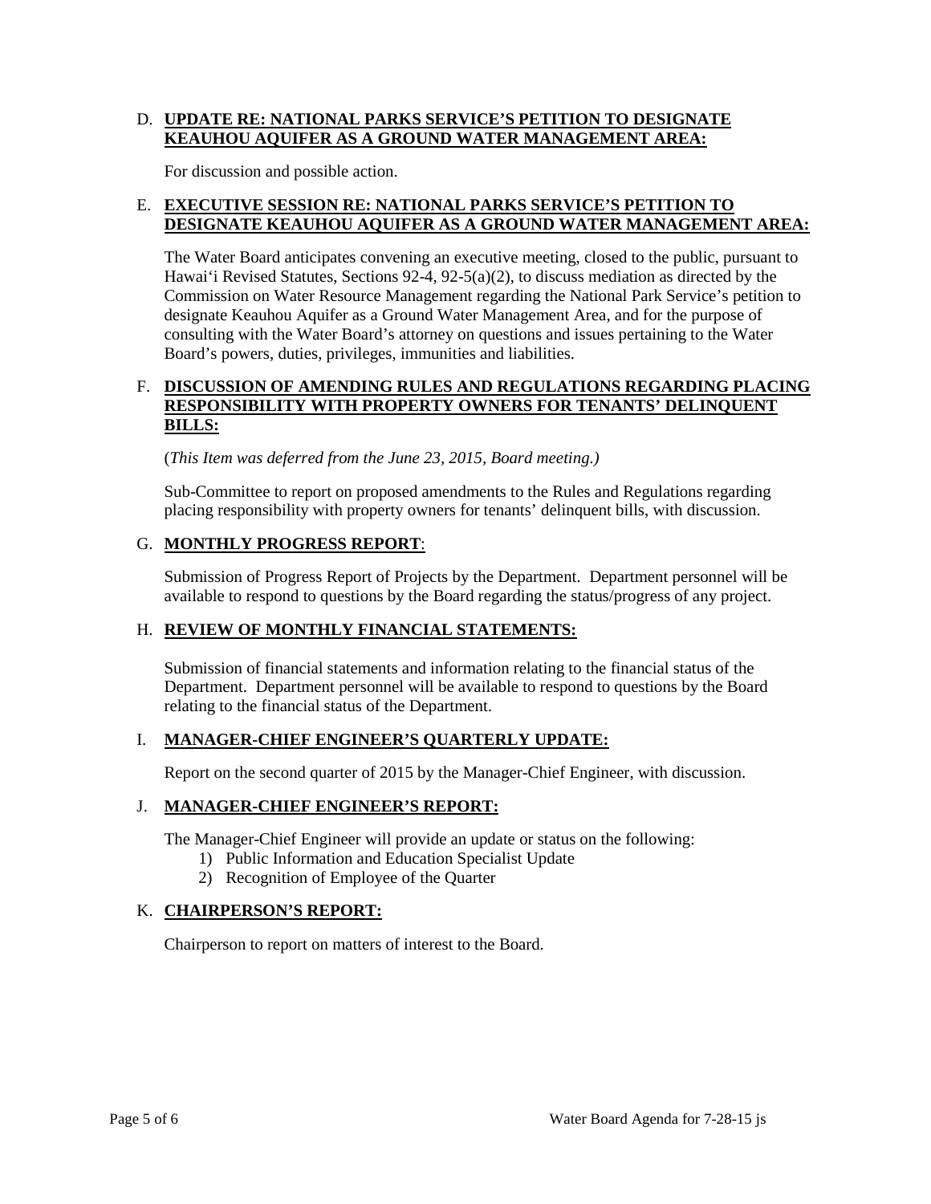D. **UPDATE RE: NATIONAL PARKS SERVICE'S PETITION TO DESIGNATE KEAUHOU AQUIFER AS A GROUND WATER MANAGEMENT AREA:**

For discussion and possible action.

E. **EXECUTIVE SESSION RE: NATIONAL PARKS SERVICE'S PETITION TO DESIGNATE KEAUHOU AQUIFER AS A GROUND WATER MANAGEMENT AREA:**

The Water Board anticipates convening an executive meeting, closed to the public, pursuant to Hawai'i Revised Statutes, Sections 92-4, 92-5(a)(2), to discuss mediation as directed by the Commission on Water Resource Management regarding the National Park Service's petition to designate Keauhou Aquifer as a Ground Water Management Area, and for the purpose of consulting with the Water Board's attorney on questions and issues pertaining to the Water Board's powers, duties, privileges, immunities and liabilities.

F. **DISCUSSION OF AMENDING RULES AND REGULATIONS REGARDING PLACING RESPONSIBILITY WITH PROPERTY OWNERS FOR TENANTS' DELINQUENT BILLS:**

(*This Item was deferred from the June 23, 2015, Board meeting.)*

Sub-Committee to report on proposed amendments to the Rules and Regulations regarding placing responsibility with property owners for tenants' delinquent bills, with discussion.

G. **MONTHLY PROGRESS REPORT**:

Submission of Progress Report of Projects by the Department. Department personnel will be available to respond to questions by the Board regarding the status/progress of any project.

H. **REVIEW OF MONTHLY FINANCIAL STATEMENTS:**

Submission of financial statements and information relating to the financial status of the Department. Department personnel will be available to respond to questions by the Board relating to the financial status of the Department.

I. **MANAGER-CHIEF ENGINEER'S QUARTERLY UPDATE:**

Report on the second quarter of 2015 by the Manager-Chief Engineer, with discussion.

J. **MANAGER-CHIEF ENGINEER'S REPORT:**

The Manager-Chief Engineer will provide an update or status on the following:

1) Public Information and Education Specialist Update
2) Recognition of Employee of the Quarter

K. **CHAIRPERSON'S REPORT:**

Chairperson to report on matters of interest to the Board.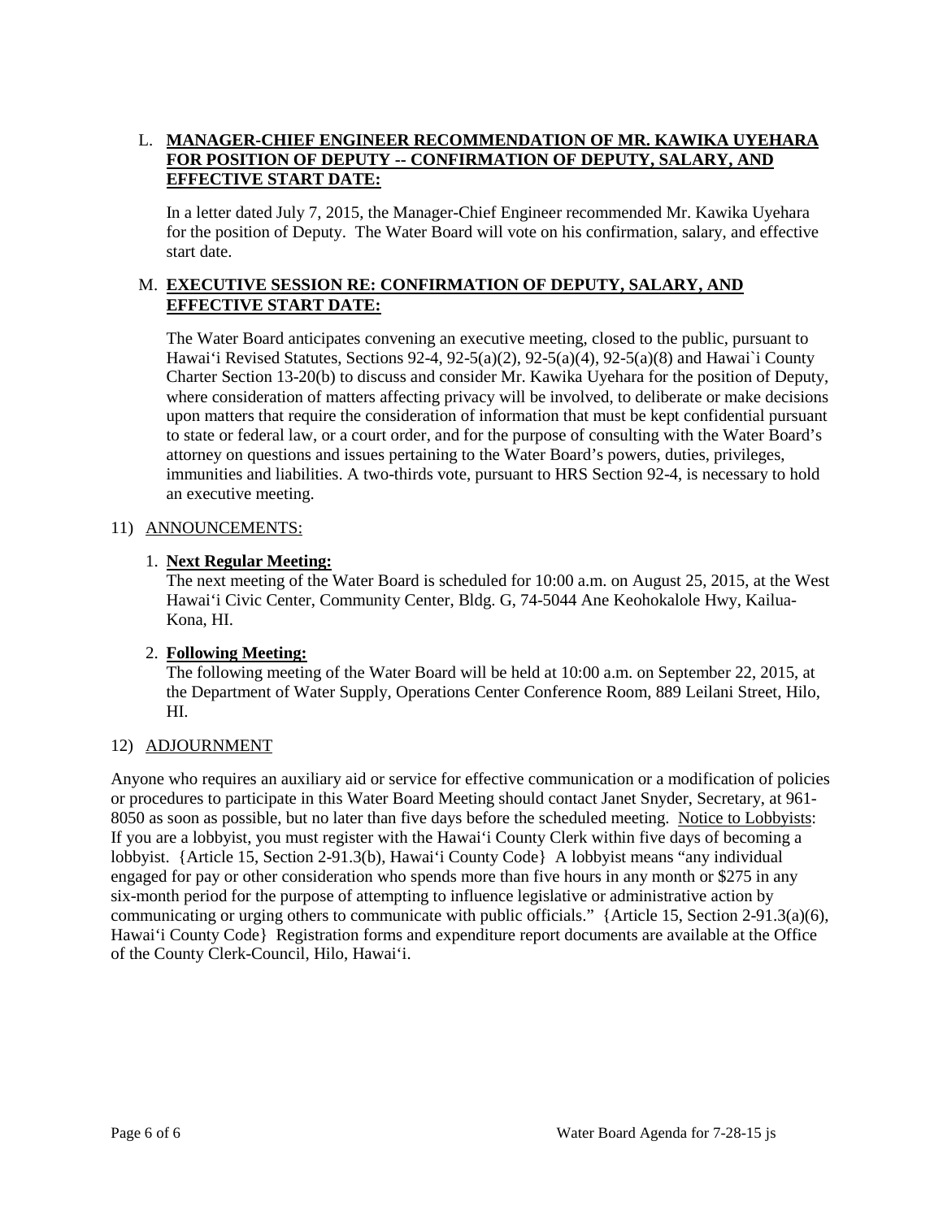L. **MANAGER-CHIEF ENGINEER RECOMMENDATION OF MR. KAWIKA UYEHARA FOR POSITION OF DEPUTY -- CONFIRMATION OF DEPUTY, SALARY, AND EFFECTIVE START DATE:**

In a letter dated July 7, 2015, the Manager-Chief Engineer recommended Mr. Kawika Uyehara for the position of Deputy. The Water Board will vote on his confirmation, salary, and effective start date.

M. **EXECUTIVE SESSION RE: CONFIRMATION OF DEPUTY, SALARY, AND EFFECTIVE START DATE:**

The Water Board anticipates convening an executive meeting, closed to the public, pursuant to Hawai'i Revised Statutes, Sections 92-4, 92-5(a)(2), 92-5(a)(4), 92-5(a)(8) and Hawai`i County Charter Section 13-20(b) to discuss and consider Mr. Kawika Uyehara for the position of Deputy, where consideration of matters affecting privacy will be involved, to deliberate or make decisions upon matters that require the consideration of information that must be kept confidential pursuant to state or federal law, or a court order, and for the purpose of consulting with the Water Board's attorney on questions and issues pertaining to the Water Board's powers, duties, privileges, immunities and liabilities. A two-thirds vote, pursuant to HRS Section 92-4, is necessary to hold an executive meeting.

11) ANNOUNCEMENTS:

1. **Next Regular Meeting:**
   The next meeting of the Water Board is scheduled for 10:00 a.m. on August 25, 2015, at the West Hawai'i Civic Center, Community Center, Bldg. G, 74-5044 Ane Keohokalole Hwy, Kailua-Kona, HI.

2. **Following Meeting:**
   The following meeting of the Water Board will be held at 10:00 a.m. on September 22, 2015, at the Department of Water Supply, Operations Center Conference Room, 889 Leilani Street, Hilo, HI.

12) ADJOURNMENT

Anyone who requires an auxiliary aid or service for effective communication or a modification of policies or procedures to participate in this Water Board Meeting should contact Janet Snyder, Secretary, at 961-8050 as soon as possible, but no later than five days before the scheduled meeting. Notice to Lobbyists: If you are a lobbyist, you must register with the Hawai'i County Clerk within five days of becoming a lobbyist. {Article 15, Section 2-91.3(b), Hawai'i County Code} A lobbyist means "any individual engaged for pay or other consideration who spends more than five hours in any month or $275 in any six-month period for the purpose of attempting to influence legislative or administrative action by communicating or urging others to communicate with public officials." {Article 15, Section 2-91.3(a)(6), Hawai'i County Code} Registration forms and expenditure report documents are available at the Office of the County Clerk-Council, Hilo, Hawai'i.